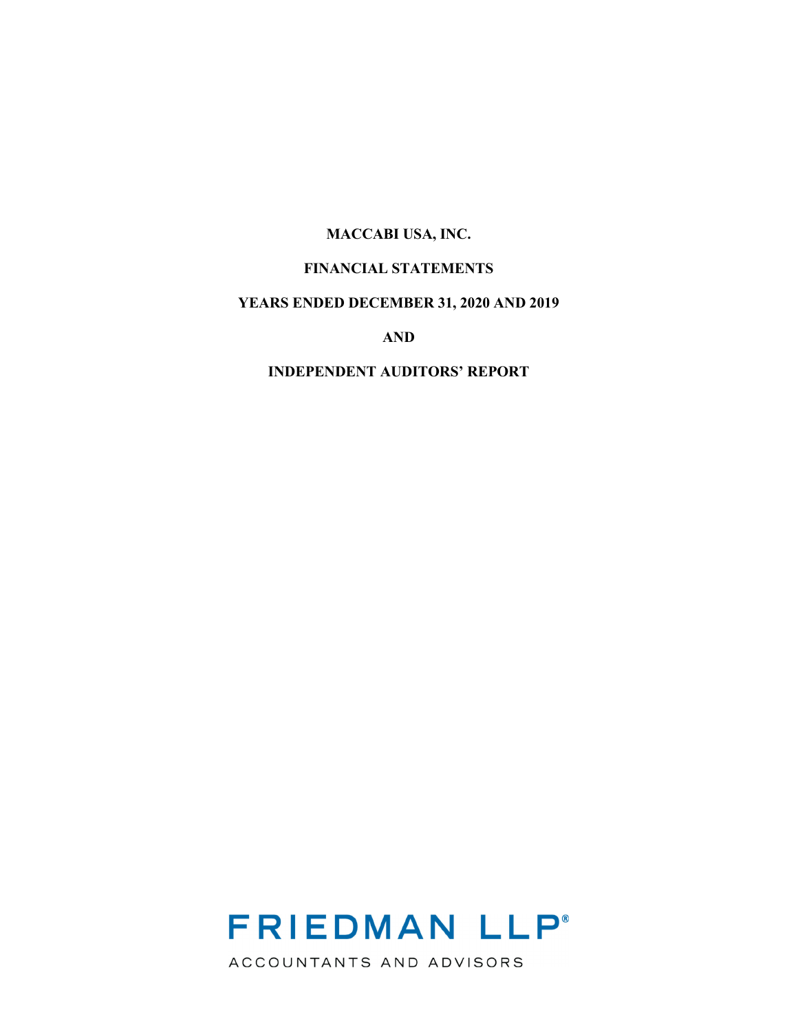# MACCABI USA, INC.

## FINANCIAL STATEMENTS

## YEARS ENDED DECEMBER 31, 2020 AND 2019

## AND

## INDEPENDENT AUDITORS' REPORT

FRIEDMAN LLP®

ACCOUNTANTS AND ADVISORS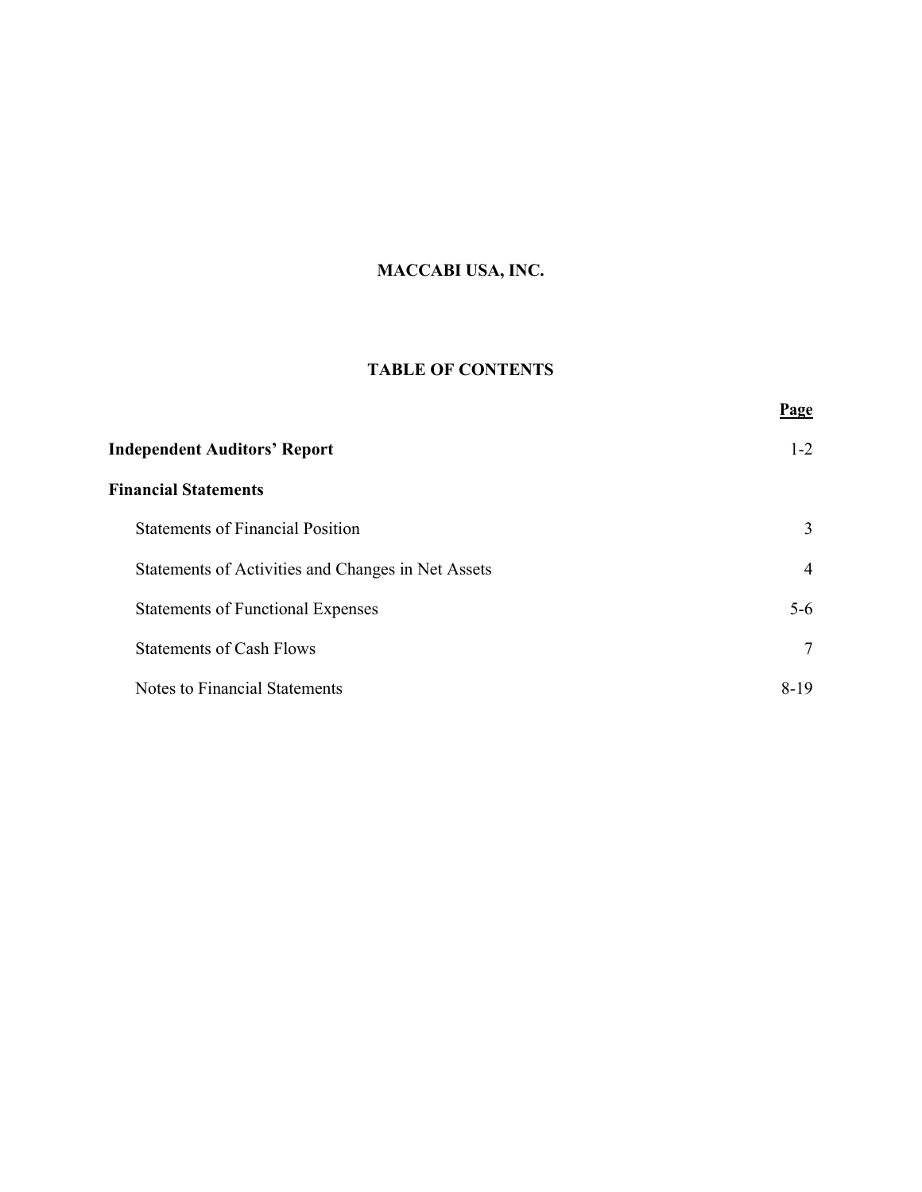# MACCABI USA, INC.

## TABLE OF CONTENTS

| | Page |
|---|---|
| **Independent Auditors' Report** | 1-2 |
| **Financial Statements** | |
| Statements of Financial Position | 3 |
| Statements of Activities and Changes in Net Assets | 4 |
| Statements of Functional Expenses | 5-6 |
| Statements of Cash Flows | 7 |
| Notes to Financial Statements | 8-19 |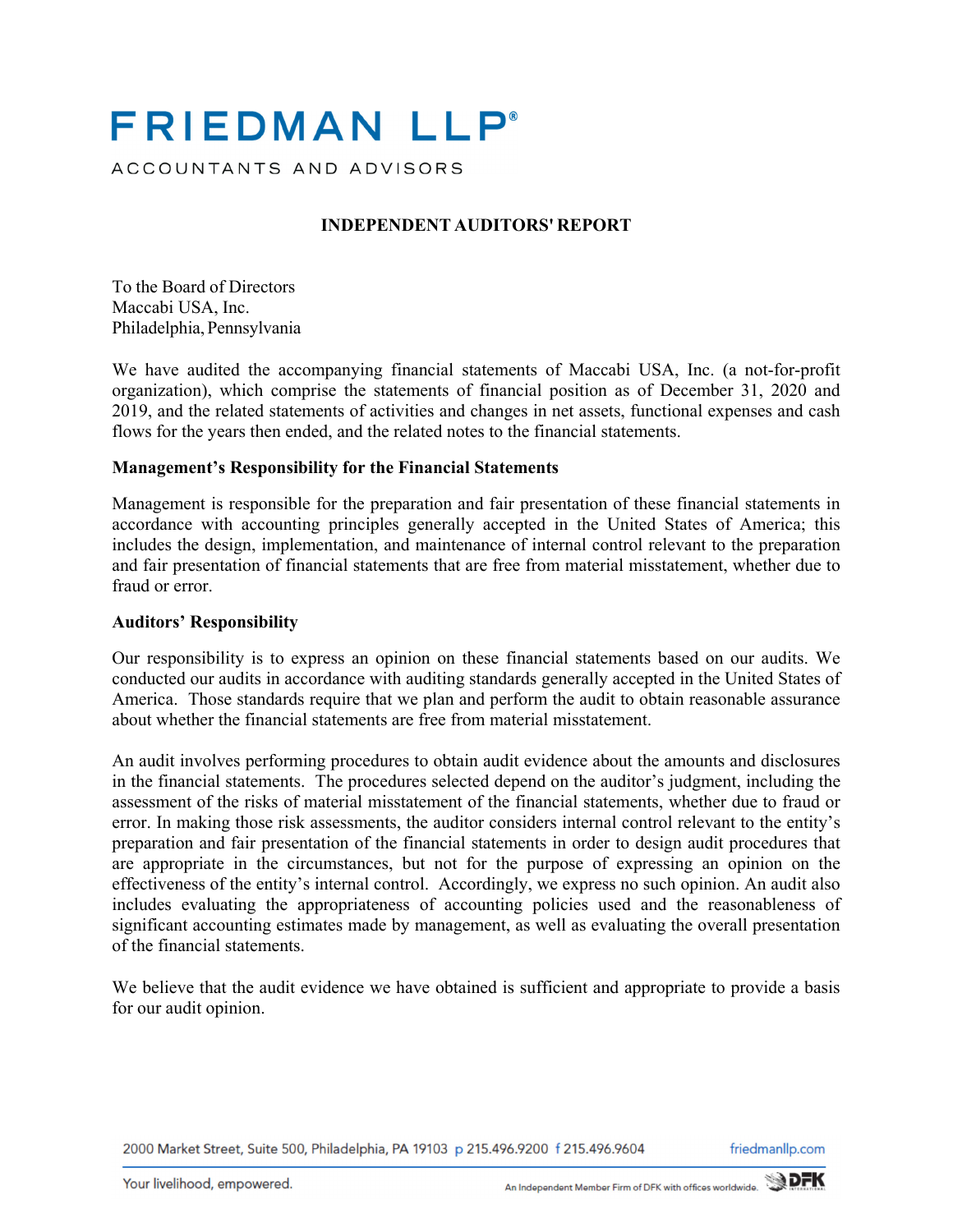# FRIEDMAN LLP®

ACCOUNTANTS AND ADVISORS

## INDEPENDENT AUDITORS' REPORT

To the Board of Directors
Maccabi USA, Inc.
Philadelphia, Pennsylvania

We have audited the accompanying financial statements of Maccabi USA, Inc. (a not-for-profit organization), which comprise the statements of financial position as of December 31, 2020 and 2019, and the related statements of activities and changes in net assets, functional expenses and cash flows for the years then ended, and the related notes to the financial statements.

**Management's Responsibility for the Financial Statements**

Management is responsible for the preparation and fair presentation of these financial statements in accordance with accounting principles generally accepted in the United States of America; this includes the design, implementation, and maintenance of internal control relevant to the preparation and fair presentation of financial statements that are free from material misstatement, whether due to fraud or error.

**Auditors' Responsibility**

Our responsibility is to express an opinion on these financial statements based on our audits. We conducted our audits in accordance with auditing standards generally accepted in the United States of America. Those standards require that we plan and perform the audit to obtain reasonable assurance about whether the financial statements are free from material misstatement.

An audit involves performing procedures to obtain audit evidence about the amounts and disclosures in the financial statements. The procedures selected depend on the auditor's judgment, including the assessment of the risks of material misstatement of the financial statements, whether due to fraud or error. In making those risk assessments, the auditor considers internal control relevant to the entity's preparation and fair presentation of the financial statements in order to design audit procedures that are appropriate in the circumstances, but not for the purpose of expressing an opinion on the effectiveness of the entity's internal control. Accordingly, we express no such opinion. An audit also includes evaluating the appropriateness of accounting policies used and the reasonableness of significant accounting estimates made by management, as well as evaluating the overall presentation of the financial statements.

We believe that the audit evidence we have obtained is sufficient and appropriate to provide a basis for our audit opinion.

2000 Market Street, Suite 500, Philadelphia, PA 19103 p 215.496.9200 f 215.496.9604 friedmanllp.com

Your livelihood, empowered. An Independent Member Firm of DFK with offices worldwide.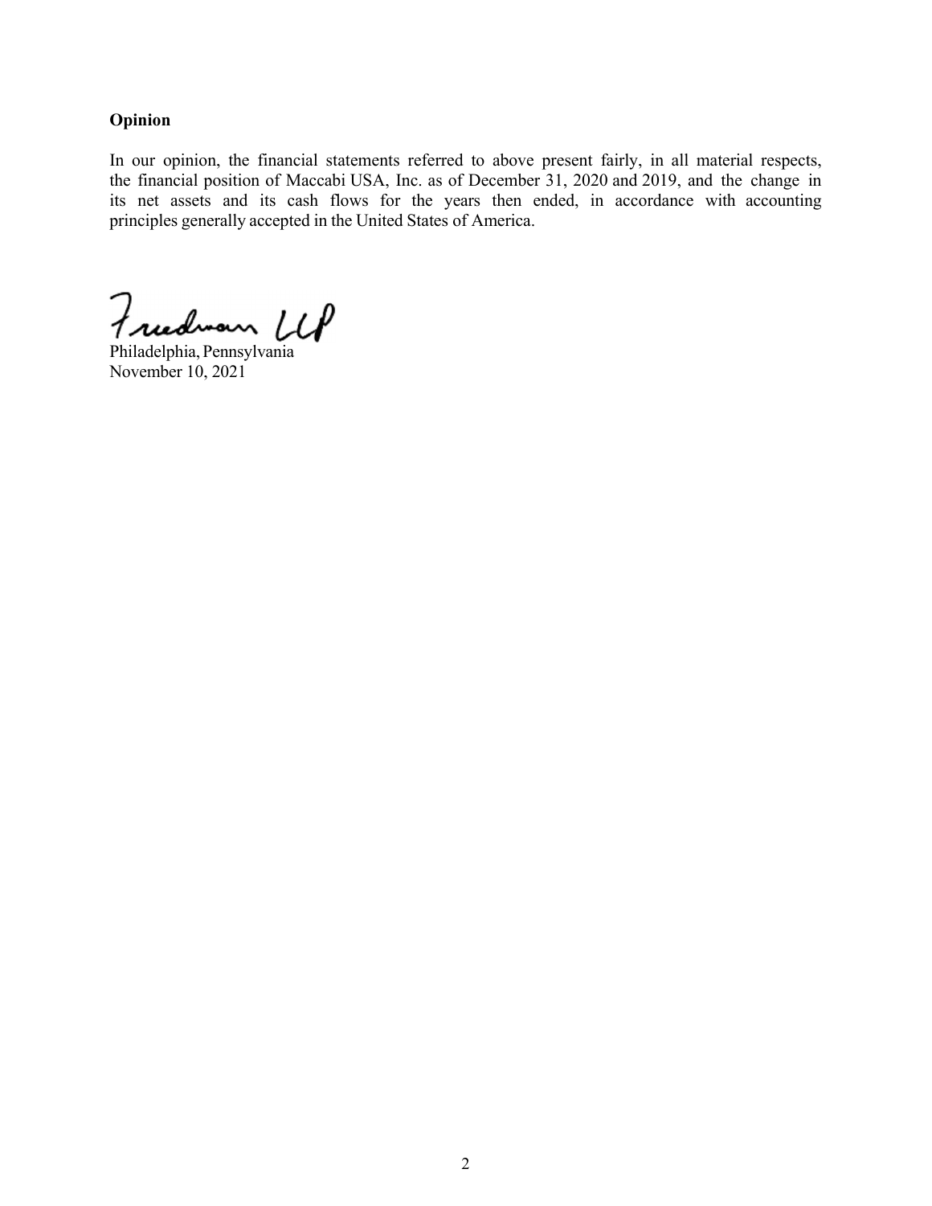**Opinion**

In our opinion, the financial statements referred to above present fairly, in all material respects, the financial position of Maccabi USA, Inc. as of December 31, 2020 and 2019, and the change in its net assets and its cash flows for the years then ended, in accordance with accounting principles generally accepted in the United States of America.

Friedman LLP

Philadelphia, Pennsylvania
November 10, 2021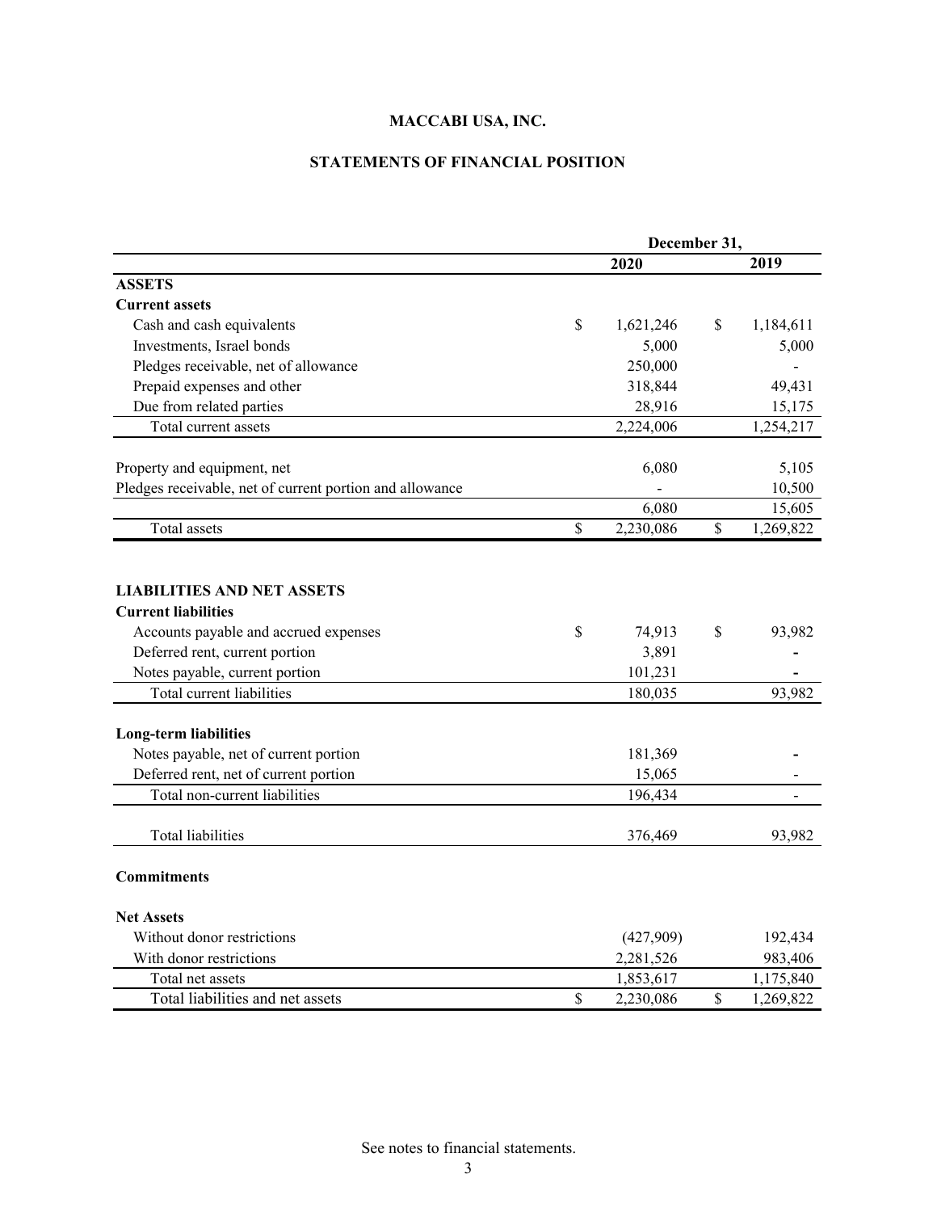# MACCABI USA, INC.

## STATEMENTS OF FINANCIAL POSITION

| | December 31, | |
|---|---|---|
| | 2020 | 2019 |
| **ASSETS** | | |
| **Current assets** | | |
| Cash and cash equivalents | $ 1,621,246 | $ 1,184,611 |
| Investments, Israel bonds | 5,000 | 5,000 |
| Pledges receivable, net of allowance | 250,000 | - |
| Prepaid expenses and other | 318,844 | 49,431 |
| Due from related parties | 28,916 | 15,175 |
| Total current assets | 2,224,006 | 1,254,217 |
| | | |
| Property and equipment, net | 6,080 | 5,105 |
| Pledges receivable, net of current portion and allowance | - | 10,500 |
| | 6,080 | 15,605 |
| Total assets | $ 2,230,086 | $ 1,269,822 |
| | | |
| **LIABILITIES AND NET ASSETS** | | |
| **Current liabilities** | | |
| Accounts payable and accrued expenses | $ 74,913 | $ 93,982 |
| Deferred rent, current portion | 3,891 | - |
| Notes payable, current portion | 101,231 | - |
| Total current liabilities | 180,035 | 93,982 |
| | | |
| **Long-term liabilities** | | |
| Notes payable, net of current portion | 181,369 | - |
| Deferred rent, net of current portion | 15,065 | - |
| Total non-current liabilities | 196,434 | - |
| | | |
| Total liabilities | 376,469 | 93,982 |
| | | |
| **Commitments** | | |
| | | |
| **Net Assets** | | |
| Without donor restrictions | (427,909) | 192,434 |
| With donor restrictions | 2,281,526 | 983,406 |
| Total net assets | 1,853,617 | 1,175,840 |
| Total liabilities and net assets | $ 2,230,086 | $ 1,269,822 |

See notes to financial statements.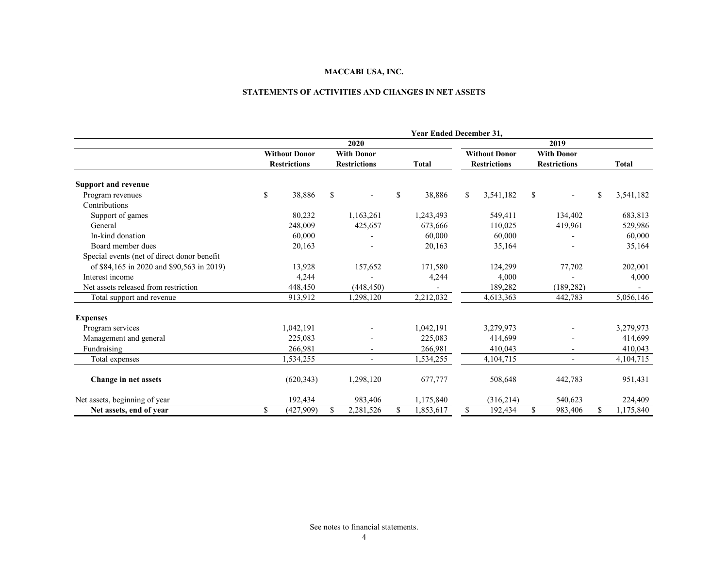**MACCABI USA, INC.**

**STATEMENTS OF ACTIVITIES AND CHANGES IN NET ASSETS**

| | Year Ended December 31, | | | | | |
|---|---|---|---|---|---|---|
| | 2020 | | | 2019 | | |
| | Without Donor Restrictions | With Donor Restrictions | Total | Without Donor Restrictions | With Donor Restrictions | Total |
| **Support and revenue** | | | | | | |
| Program revenues | $ 38,886 | $ - | $ 38,886 | $ 3,541,182 | $ - | $ 3,541,182 |
| Contributions | | | | | | |
| Support of games | 80,232 | 1,163,261 | 1,243,493 | 549,411 | 134,402 | 683,813 |
| General | 248,009 | 425,657 | 673,666 | 110,025 | 419,961 | 529,986 |
| In-kind donation | 60,000 | - | 60,000 | 60,000 | - | 60,000 |
| Board member dues | 20,163 | - | 20,163 | 35,164 | - | 35,164 |
| Special events (net of direct donor benefit of $84,165 in 2020 and $90,563 in 2019) | 13,928 | 157,652 | 171,580 | 124,299 | 77,702 | 202,001 |
| Interest income | 4,244 | - | 4,244 | 4,000 | - | 4,000 |
| Net assets released from restriction | 448,450 | (448,450) | - | 189,282 | (189,282) | - |
| Total support and revenue | 913,912 | 1,298,120 | 2,212,032 | 4,613,363 | 442,783 | 5,056,146 |
| **Expenses** | | | | | | |
| Program services | 1,042,191 | - | 1,042,191 | 3,279,973 | - | 3,279,973 |
| Management and general | 225,083 | - | 225,083 | 414,699 | - | 414,699 |
| Fundraising | 266,981 | - | 266,981 | 410,043 | - | 410,043 |
| Total expenses | 1,534,255 | - | 1,534,255 | 4,104,715 | - | 4,104,715 |
| **Change in net assets** | (620,343) | 1,298,120 | 677,777 | 508,648 | 442,783 | 951,431 |
| Net assets, beginning of year | 192,434 | 983,406 | 1,175,840 | (316,214) | 540,623 | 224,409 |
| **Net assets, end of year** | $ (427,909) | $ 2,281,526 | $ 1,853,617 | $ 192,434 | $ 983,406 | $ 1,175,840 |

See notes to financial statements.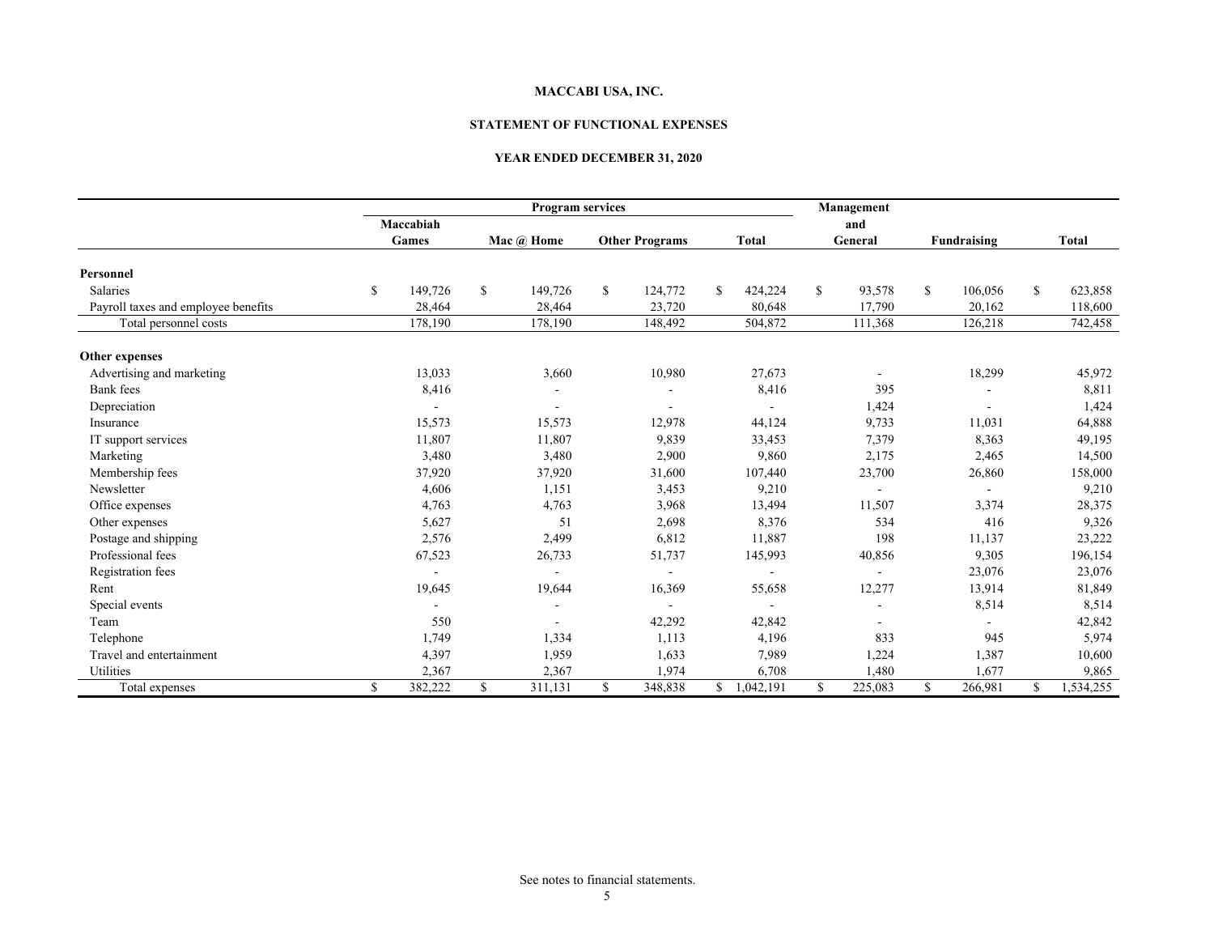**MACCABI USA, INC.**

**STATEMENT OF FUNCTIONAL EXPENSES**

**YEAR ENDED DECEMBER 31, 2020**

| | Program services | | | | Management and General | Fundraising | Total |
|---|---|---|---|---|---|---|---|
| | Maccabiah Games | Mac @ Home | Other Programs | Total | | | |
| **Personnel** | | | | | | | |
| Salaries | $ 149,726 | $ 149,726 | $ 124,772 | $ 424,224 | $ 93,578 | $ 106,056 | $ 623,858 |
| Payroll taxes and employee benefits | 28,464 | 28,464 | 23,720 | 80,648 | 17,790 | 20,162 | 118,600 |
| Total personnel costs | 178,190 | 178,190 | 148,492 | 504,872 | 111,368 | 126,218 | 742,458 |
| **Other expenses** | | | | | | | |
| Advertising and marketing | 13,033 | 3,660 | 10,980 | 27,673 | - | 18,299 | 45,972 |
| Bank fees | 8,416 | - | - | 8,416 | 395 | - | 8,811 |
| Depreciation | - | - | - | - | 1,424 | - | 1,424 |
| Insurance | 15,573 | 15,573 | 12,978 | 44,124 | 9,733 | 11,031 | 64,888 |
| IT support services | 11,807 | 11,807 | 9,839 | 33,453 | 7,379 | 8,363 | 49,195 |
| Marketing | 3,480 | 3,480 | 2,900 | 9,860 | 2,175 | 2,465 | 14,500 |
| Membership fees | 37,920 | 37,920 | 31,600 | 107,440 | 23,700 | 26,860 | 158,000 |
| Newsletter | 4,606 | 1,151 | 3,453 | 9,210 | - | - | 9,210 |
| Office expenses | 4,763 | 4,763 | 3,968 | 13,494 | 11,507 | 3,374 | 28,375 |
| Other expenses | 5,627 | 51 | 2,698 | 8,376 | 534 | 416 | 9,326 |
| Postage and shipping | 2,576 | 2,499 | 6,812 | 11,887 | 198 | 11,137 | 23,222 |
| Professional fees | 67,523 | 26,733 | 51,737 | 145,993 | 40,856 | 9,305 | 196,154 |
| Registration fees | - | - | - | - | - | 23,076 | 23,076 |
| Rent | 19,645 | 19,644 | 16,369 | 55,658 | 12,277 | 13,914 | 81,849 |
| Special events | - | - | - | - | - | 8,514 | 8,514 |
| Team | 550 | - | 42,292 | 42,842 | - | - | 42,842 |
| Telephone | 1,749 | 1,334 | 1,113 | 4,196 | 833 | 945 | 5,974 |
| Travel and entertainment | 4,397 | 1,959 | 1,633 | 7,989 | 1,224 | 1,387 | 10,600 |
| Utilities | 2,367 | 2,367 | 1,974 | 6,708 | 1,480 | 1,677 | 9,865 |
| Total expenses | $ 382,222 | $ 311,131 | $ 348,838 | $ 1,042,191 | $ 225,083 | $ 266,981 | $ 1,534,255 |

See notes to financial statements.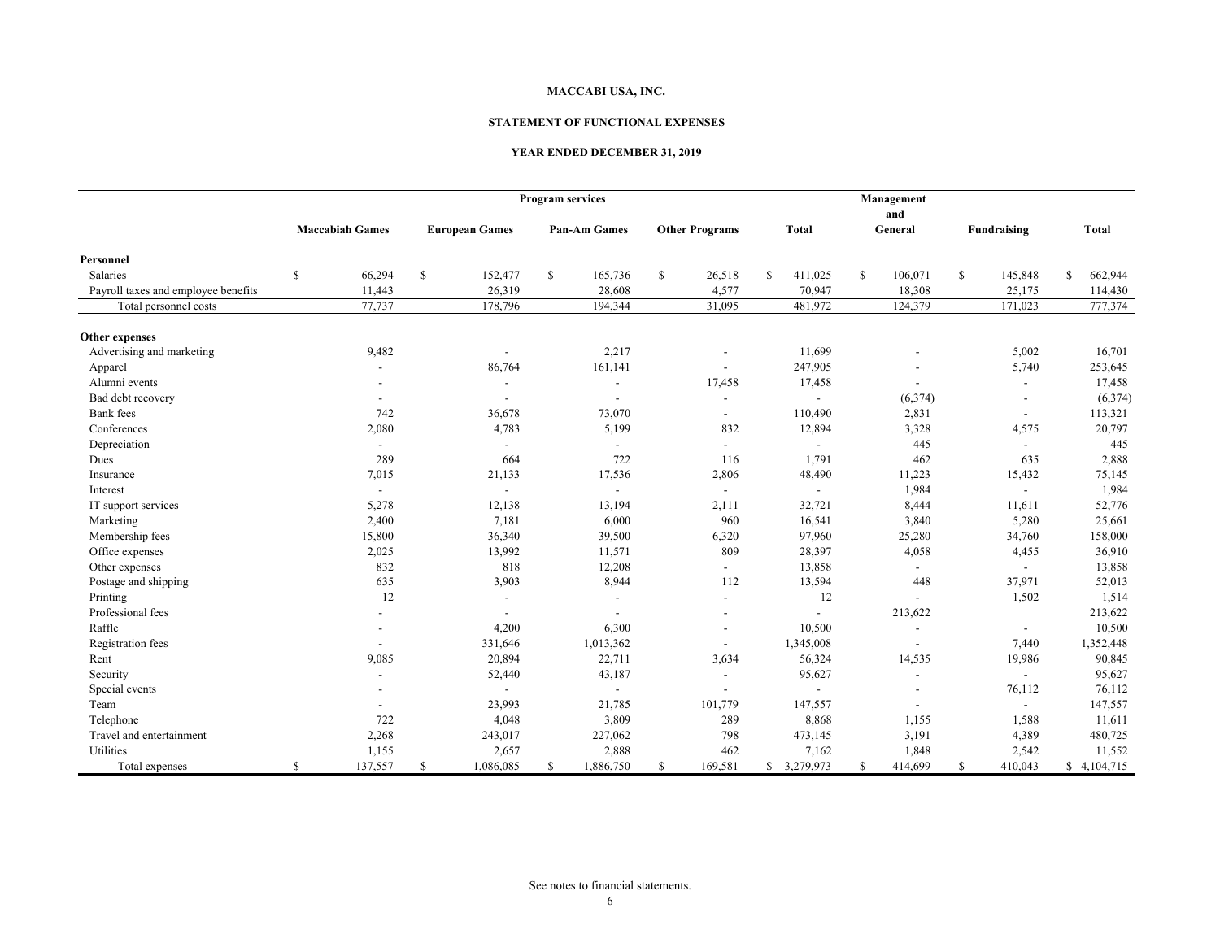**MACCABI USA, INC.**

**STATEMENT OF FUNCTIONAL EXPENSES**

**YEAR ENDED DECEMBER 31, 2019**

| | Program services | | | | | Management and General | Fundraising | Total |
|---|---|---|---|---|---|---|---|---|
| | Maccabiah Games | European Games | Pan-Am Games | Other Programs | Total | | | |
| **Personnel** | | | | | | | | |
| Salaries | $ 66,294 | $ 152,477 | $ 165,736 | $ 26,518 | $ 411,025 | $ 106,071 | $ 145,848 | $ 662,944 |
| Payroll taxes and employee benefits | 11,443 | 26,319 | 28,608 | 4,577 | 70,947 | 18,308 | 25,175 | 114,430 |
| Total personnel costs | 77,737 | 178,796 | 194,344 | 31,095 | 481,972 | 124,379 | 171,023 | 777,374 |
| **Other expenses** | | | | | | | | |
| Advertising and marketing | 9,482 | - | 2,217 | - | 11,699 | - | 5,002 | 16,701 |
| Apparel | - | 86,764 | 161,141 | - | 247,905 | - | 5,740 | 253,645 |
| Alumni events | - | - | - | 17,458 | 17,458 | - | - | 17,458 |
| Bad debt recovery | - | - | - | - | - | (6,374) | - | (6,374) |
| Bank fees | 742 | 36,678 | 73,070 | - | 110,490 | 2,831 | - | 113,321 |
| Conferences | 2,080 | 4,783 | 5,199 | 832 | 12,894 | 3,328 | 4,575 | 20,797 |
| Depreciation | - | - | - | - | - | 445 | - | 445 |
| Dues | 289 | 664 | 722 | 116 | 1,791 | 462 | 635 | 2,888 |
| Insurance | 7,015 | 21,133 | 17,536 | 2,806 | 48,490 | 11,223 | 15,432 | 75,145 |
| Interest | - | - | - | - | - | 1,984 | - | 1,984 |
| IT support services | 5,278 | 12,138 | 13,194 | 2,111 | 32,721 | 8,444 | 11,611 | 52,776 |
| Marketing | 2,400 | 7,181 | 6,000 | 960 | 16,541 | 3,840 | 5,280 | 25,661 |
| Membership fees | 15,800 | 36,340 | 39,500 | 6,320 | 97,960 | 25,280 | 34,760 | 158,000 |
| Office expenses | 2,025 | 13,992 | 11,571 | 809 | 28,397 | 4,058 | 4,455 | 36,910 |
| Other expenses | 832 | 818 | 12,208 | - | 13,858 | - | - | 13,858 |
| Postage and shipping | 635 | 3,903 | 8,944 | 112 | 13,594 | 448 | 37,971 | 52,013 |
| Printing | 12 | - | - | - | 12 | - | 1,502 | 1,514 |
| Professional fees | - | - | - | - | - | 213,622 | | 213,622 |
| Raffle | - | 4,200 | 6,300 | - | 10,500 | - | - | 10,500 |
| Registration fees | - | 331,646 | 1,013,362 | - | 1,345,008 | - | 7,440 | 1,352,448 |
| Rent | 9,085 | 20,894 | 22,711 | 3,634 | 56,324 | 14,535 | 19,986 | 90,845 |
| Security | - | 52,440 | 43,187 | - | 95,627 | - | - | 95,627 |
| Special events | - | - | - | - | - | - | 76,112 | 76,112 |
| Team | - | 23,993 | 21,785 | 101,779 | 147,557 | - | - | 147,557 |
| Telephone | 722 | 4,048 | 3,809 | 289 | 8,868 | 1,155 | 1,588 | 11,611 |
| Travel and entertainment | 2,268 | 243,017 | 227,062 | 798 | 473,145 | 3,191 | 4,389 | 480,725 |
| Utilities | 1,155 | 2,657 | 2,888 | 462 | 7,162 | 1,848 | 2,542 | 11,552 |
| Total expenses | $ 137,557 | $ 1,086,085 | $ 1,886,750 | $ 169,581 | $ 3,279,973 | $ 414,699 | $ 410,043 | $ 4,104,715 |

See notes to financial statements.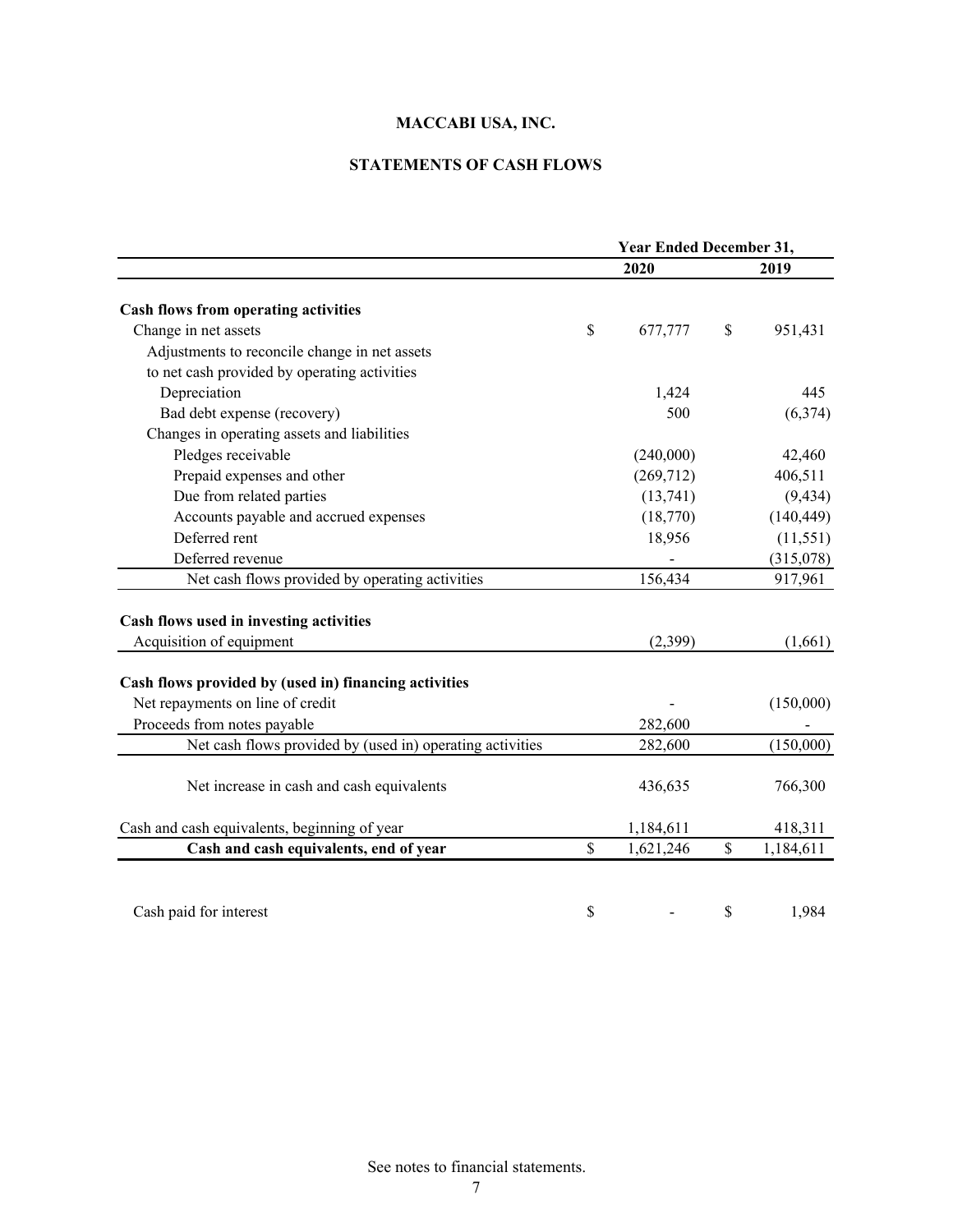# MACCABI USA, INC.

## STATEMENTS OF CASH FLOWS

| | Year Ended December 31, | |
|---|---|---|
| | 2020 | 2019 |
| **Cash flows from operating activities** | | |
| Change in net assets | $ 677,777 | $ 951,431 |
| Adjustments to reconcile change in net assets to net cash provided by operating activities | | |
| Depreciation | 1,424 | 445 |
| Bad debt expense (recovery) | 500 | (6,374) |
| Changes in operating assets and liabilities | | |
| Pledges receivable | (240,000) | 42,460 |
| Prepaid expenses and other | (269,712) | 406,511 |
| Due from related parties | (13,741) | (9,434) |
| Accounts payable and accrued expenses | (18,770) | (140,449) |
| Deferred rent | 18,956 | (11,551) |
| Deferred revenue | - | (315,078) |
| Net cash flows provided by operating activities | 156,434 | 917,961 |
| **Cash flows used in investing activities** | | |
| Acquisition of equipment | (2,399) | (1,661) |
| **Cash flows provided by (used in) financing activities** | | |
| Net repayments on line of credit | - | (150,000) |
| Proceeds from notes payable | 282,600 | - |
| Net cash flows provided by (used in) operating activities | 282,600 | (150,000) |
| Net increase in cash and cash equivalents | 436,635 | 766,300 |
| Cash and cash equivalents, beginning of year | 1,184,611 | 418,311 |
| **Cash and cash equivalents, end of year** | $ 1,621,246 | $ 1,184,611 |
| Cash paid for interest | $ - | $ 1,984 |

See notes to financial statements.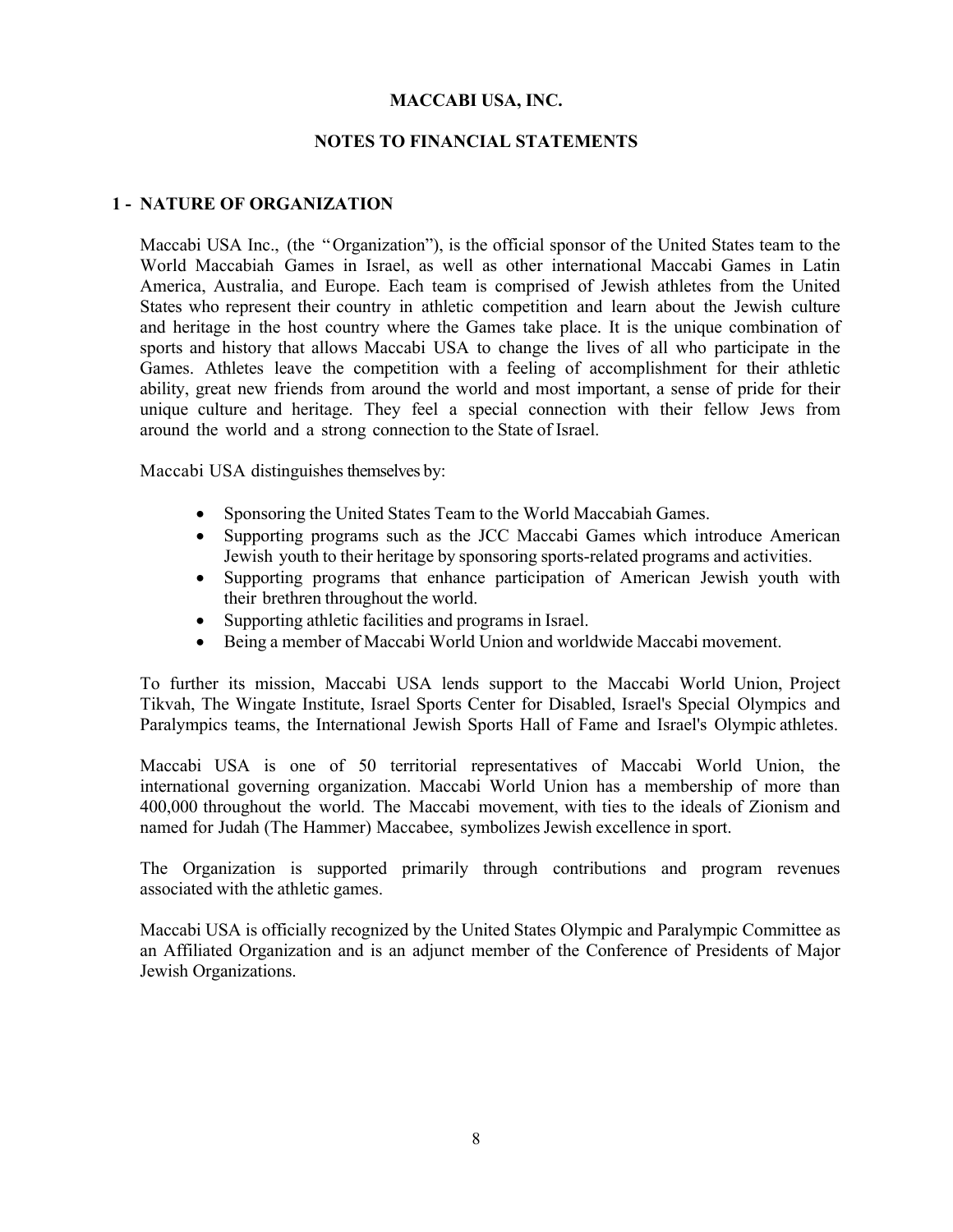# MACCABI USA, INC.

## NOTES TO FINANCIAL STATEMENTS

### 1 - NATURE OF ORGANIZATION

Maccabi USA Inc., (the "Organization"), is the official sponsor of the United States team to the World Maccabiah Games in Israel, as well as other international Maccabi Games in Latin America, Australia, and Europe. Each team is comprised of Jewish athletes from the United States who represent their country in athletic competition and learn about the Jewish culture and heritage in the host country where the Games take place. It is the unique combination of sports and history that allows Maccabi USA to change the lives of all who participate in the Games. Athletes leave the competition with a feeling of accomplishment for their athletic ability, great new friends from around the world and most important, a sense of pride for their unique culture and heritage. They feel a special connection with their fellow Jews from around the world and a strong connection to the State of Israel.

Maccabi USA distinguishes themselves by:

- Sponsoring the United States Team to the World Maccabiah Games.
- Supporting programs such as the JCC Maccabi Games which introduce American Jewish youth to their heritage by sponsoring sports-related programs and activities.
- Supporting programs that enhance participation of American Jewish youth with their brethren throughout the world.
- Supporting athletic facilities and programs in Israel.
- Being a member of Maccabi World Union and worldwide Maccabi movement.

To further its mission, Maccabi USA lends support to the Maccabi World Union, Project Tikvah, The Wingate Institute, Israel Sports Center for Disabled, Israel's Special Olympics and Paralympics teams, the International Jewish Sports Hall of Fame and Israel's Olympic athletes.

Maccabi USA is one of 50 territorial representatives of Maccabi World Union, the international governing organization. Maccabi World Union has a membership of more than 400,000 throughout the world. The Maccabi movement, with ties to the ideals of Zionism and named for Judah (The Hammer) Maccabee, symbolizes Jewish excellence in sport.

The Organization is supported primarily through contributions and program revenues associated with the athletic games.

Maccabi USA is officially recognized by the United States Olympic and Paralympic Committee as an Affiliated Organization and is an adjunct member of the Conference of Presidents of Major Jewish Organizations.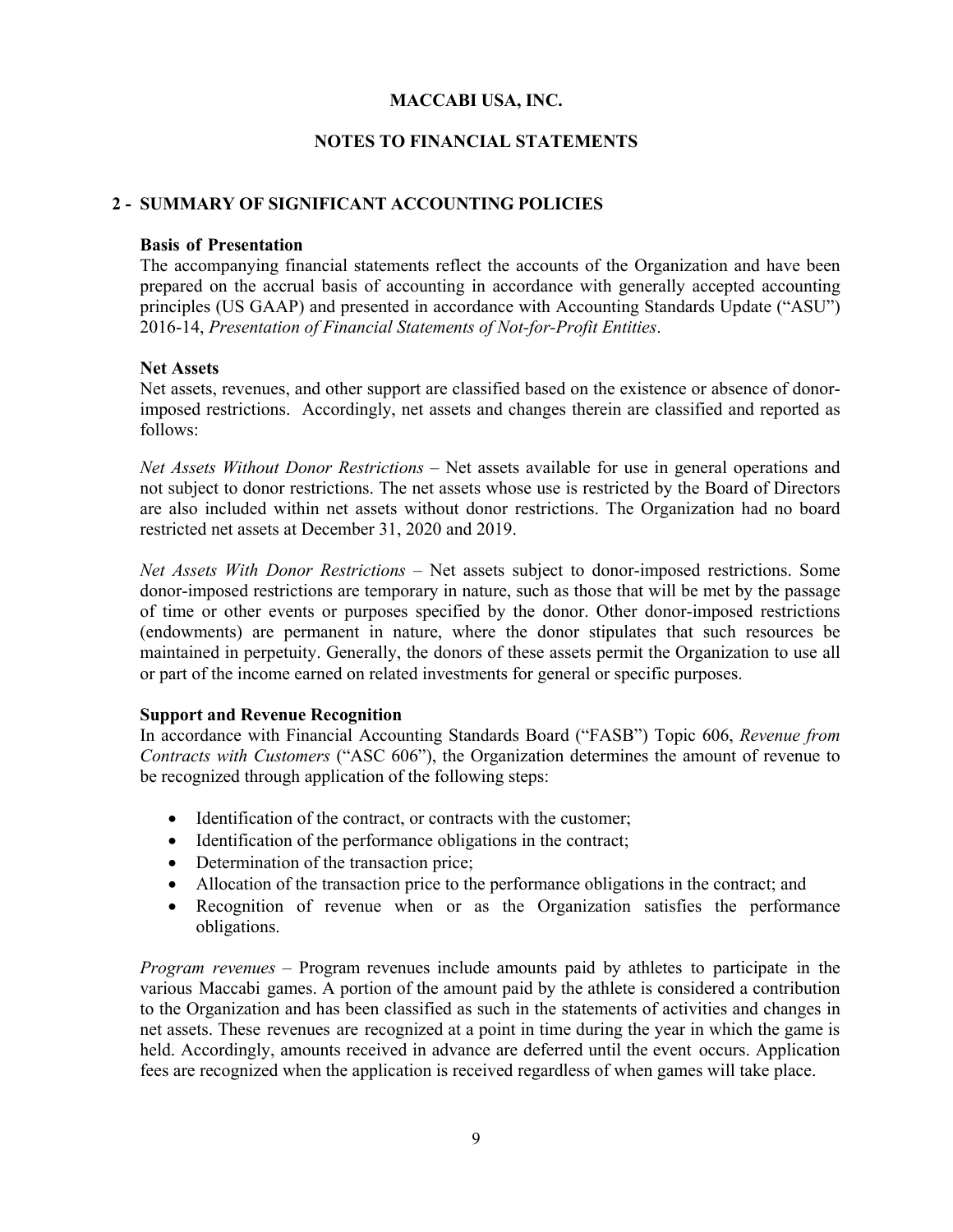MACCABI USA, INC.

NOTES TO FINANCIAL STATEMENTS

## 2 - SUMMARY OF SIGNIFICANT ACCOUNTING POLICIES

**Basis of Presentation**

The accompanying financial statements reflect the accounts of the Organization and have been prepared on the accrual basis of accounting in accordance with generally accepted accounting principles (US GAAP) and presented in accordance with Accounting Standards Update ("ASU") 2016-14, *Presentation of Financial Statements of Not-for-Profit Entities*.

**Net Assets**

Net assets, revenues, and other support are classified based on the existence or absence of donor-imposed restrictions. Accordingly, net assets and changes therein are classified and reported as follows:

*Net Assets Without Donor Restrictions* – Net assets available for use in general operations and not subject to donor restrictions. The net assets whose use is restricted by the Board of Directors are also included within net assets without donor restrictions. The Organization had no board restricted net assets at December 31, 2020 and 2019.

*Net Assets With Donor Restrictions* – Net assets subject to donor-imposed restrictions. Some donor-imposed restrictions are temporary in nature, such as those that will be met by the passage of time or other events or purposes specified by the donor. Other donor-imposed restrictions (endowments) are permanent in nature, where the donor stipulates that such resources be maintained in perpetuity. Generally, the donors of these assets permit the Organization to use all or part of the income earned on related investments for general or specific purposes.

**Support and Revenue Recognition**

In accordance with Financial Accounting Standards Board ("FASB") Topic 606, *Revenue from Contracts with Customers* ("ASC 606"), the Organization determines the amount of revenue to be recognized through application of the following steps:

- Identification of the contract, or contracts with the customer;
- Identification of the performance obligations in the contract;
- Determination of the transaction price;
- Allocation of the transaction price to the performance obligations in the contract; and
- Recognition of revenue when or as the Organization satisfies the performance obligations.

*Program revenues* – Program revenues include amounts paid by athletes to participate in the various Maccabi games. A portion of the amount paid by the athlete is considered a contribution to the Organization and has been classified as such in the statements of activities and changes in net assets. These revenues are recognized at a point in time during the year in which the game is held. Accordingly, amounts received in advance are deferred until the event occurs. Application fees are recognized when the application is received regardless of when games will take place.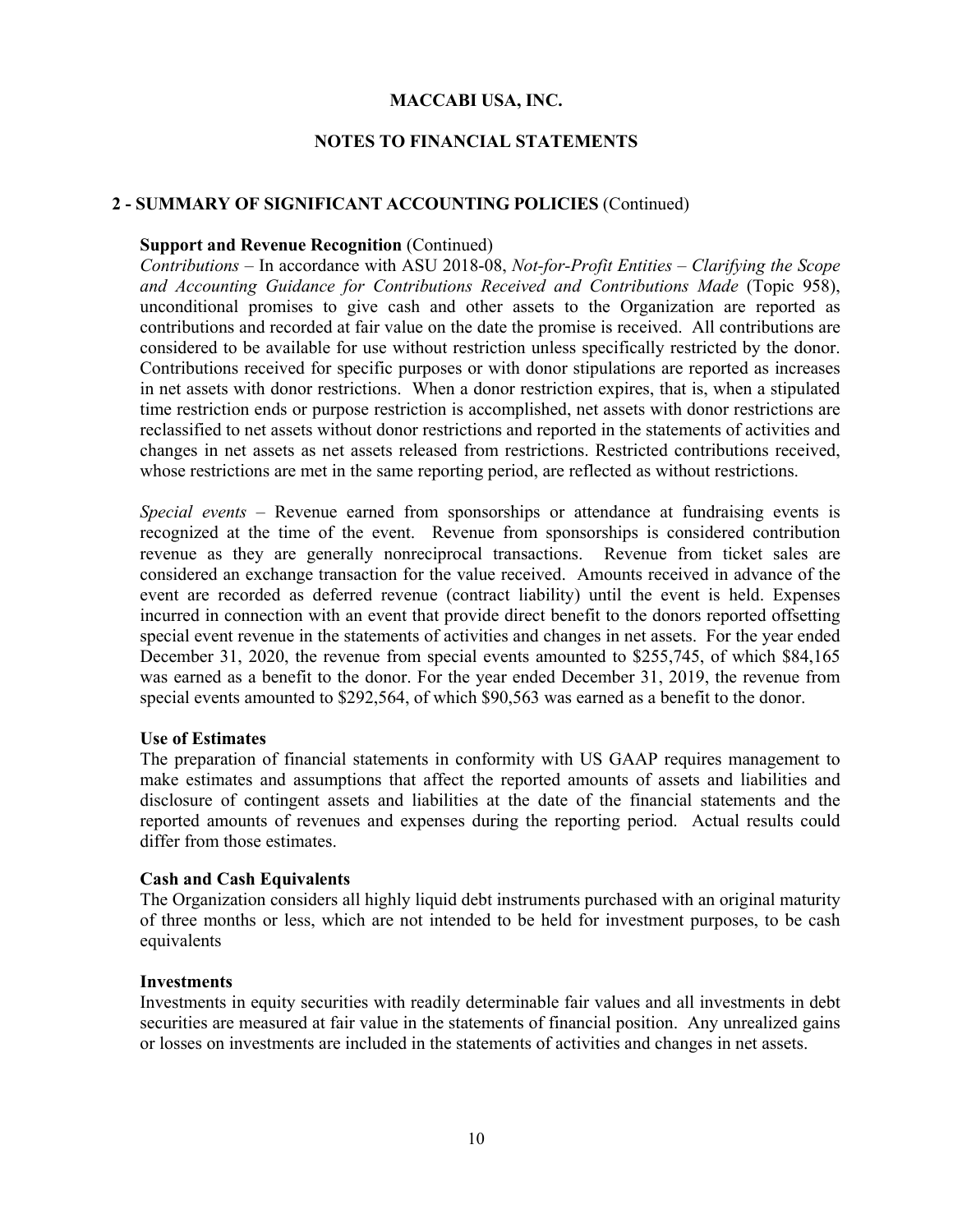MACCABI USA, INC.

NOTES TO FINANCIAL STATEMENTS

## 2 - SUMMARY OF SIGNIFICANT ACCOUNTING POLICIES (Continued)

**Support and Revenue Recognition** (Continued)

*Contributions* – In accordance with ASU 2018-08, *Not-for-Profit Entities – Clarifying the Scope and Accounting Guidance for Contributions Received and Contributions Made* (Topic 958), unconditional promises to give cash and other assets to the Organization are reported as contributions and recorded at fair value on the date the promise is received. All contributions are considered to be available for use without restriction unless specifically restricted by the donor. Contributions received for specific purposes or with donor stipulations are reported as increases in net assets with donor restrictions. When a donor restriction expires, that is, when a stipulated time restriction ends or purpose restriction is accomplished, net assets with donor restrictions are reclassified to net assets without donor restrictions and reported in the statements of activities and changes in net assets as net assets released from restrictions. Restricted contributions received, whose restrictions are met in the same reporting period, are reflected as without restrictions.

*Special events* – Revenue earned from sponsorships or attendance at fundraising events is recognized at the time of the event. Revenue from sponsorships is considered contribution revenue as they are generally nonreciprocal transactions. Revenue from ticket sales are considered an exchange transaction for the value received. Amounts received in advance of the event are recorded as deferred revenue (contract liability) until the event is held. Expenses incurred in connection with an event that provide direct benefit to the donors reported offsetting special event revenue in the statements of activities and changes in net assets. For the year ended December 31, 2020, the revenue from special events amounted to $255,745, of which $84,165 was earned as a benefit to the donor. For the year ended December 31, 2019, the revenue from special events amounted to $292,564, of which $90,563 was earned as a benefit to the donor.

**Use of Estimates**

The preparation of financial statements in conformity with US GAAP requires management to make estimates and assumptions that affect the reported amounts of assets and liabilities and disclosure of contingent assets and liabilities at the date of the financial statements and the reported amounts of revenues and expenses during the reporting period. Actual results could differ from those estimates.

**Cash and Cash Equivalents**

The Organization considers all highly liquid debt instruments purchased with an original maturity of three months or less, which are not intended to be held for investment purposes, to be cash equivalents

**Investments**

Investments in equity securities with readily determinable fair values and all investments in debt securities are measured at fair value in the statements of financial position. Any unrealized gains or losses on investments are included in the statements of activities and changes in net assets.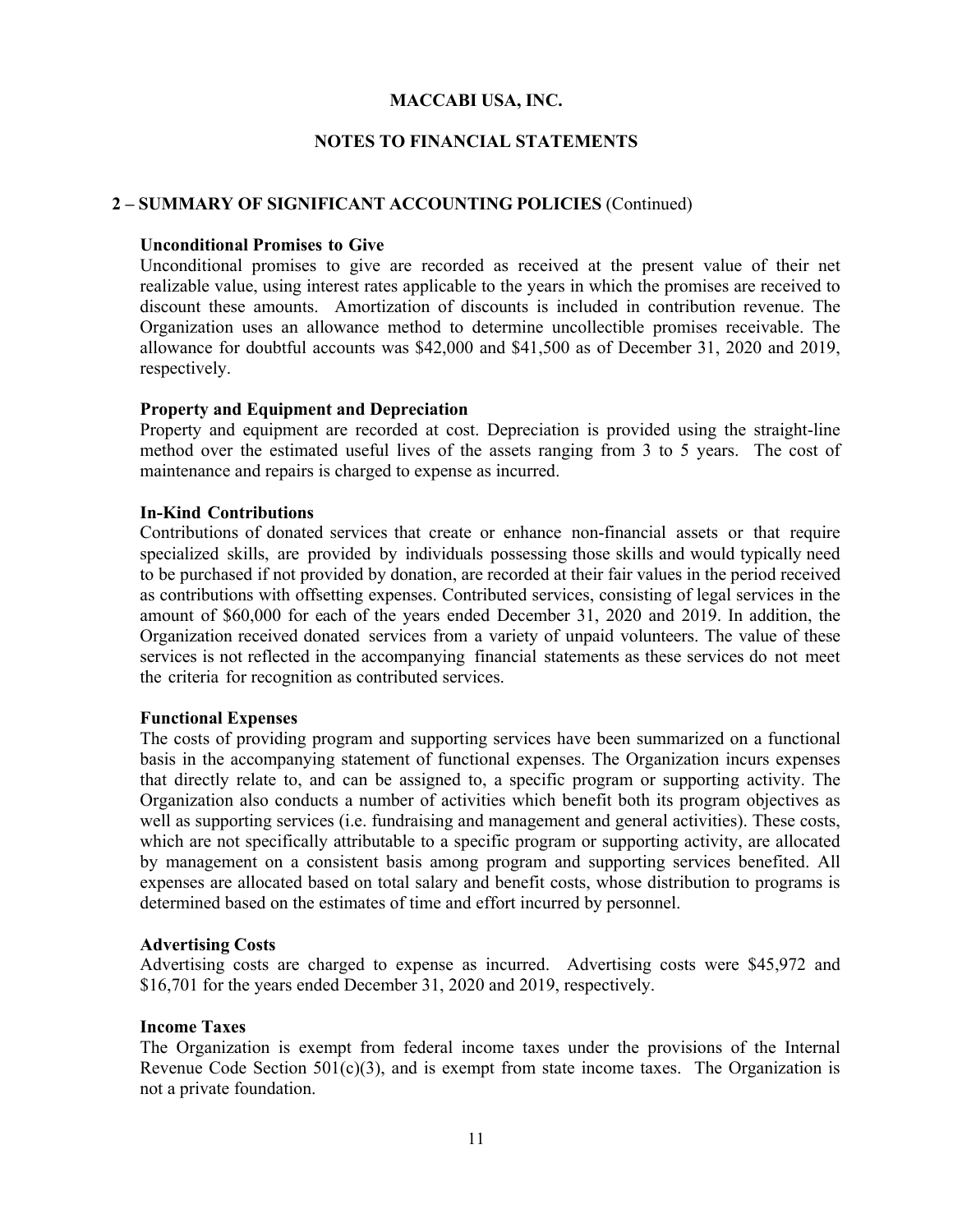# MACCABI USA, INC.

## NOTES TO FINANCIAL STATEMENTS

### 2 – SUMMARY OF SIGNIFICANT ACCOUNTING POLICIES (Continued)

**Unconditional Promises to Give**

Unconditional promises to give are recorded as received at the present value of their net realizable value, using interest rates applicable to the years in which the promises are received to discount these amounts. Amortization of discounts is included in contribution revenue. The Organization uses an allowance method to determine uncollectible promises receivable. The allowance for doubtful accounts was $42,000 and $41,500 as of December 31, 2020 and 2019, respectively.

**Property and Equipment and Depreciation**

Property and equipment are recorded at cost. Depreciation is provided using the straight-line method over the estimated useful lives of the assets ranging from 3 to 5 years. The cost of maintenance and repairs is charged to expense as incurred.

**In-Kind Contributions**

Contributions of donated services that create or enhance non-financial assets or that require specialized skills, are provided by individuals possessing those skills and would typically need to be purchased if not provided by donation, are recorded at their fair values in the period received as contributions with offsetting expenses. Contributed services, consisting of legal services in the amount of $60,000 for each of the years ended December 31, 2020 and 2019. In addition, the Organization received donated services from a variety of unpaid volunteers. The value of these services is not reflected in the accompanying financial statements as these services do not meet the criteria for recognition as contributed services.

**Functional Expenses**

The costs of providing program and supporting services have been summarized on a functional basis in the accompanying statement of functional expenses. The Organization incurs expenses that directly relate to, and can be assigned to, a specific program or supporting activity. The Organization also conducts a number of activities which benefit both its program objectives as well as supporting services (i.e. fundraising and management and general activities). These costs, which are not specifically attributable to a specific program or supporting activity, are allocated by management on a consistent basis among program and supporting services benefited. All expenses are allocated based on total salary and benefit costs, whose distribution to programs is determined based on the estimates of time and effort incurred by personnel.

**Advertising Costs**

Advertising costs are charged to expense as incurred. Advertising costs were $45,972 and $16,701 for the years ended December 31, 2020 and 2019, respectively.

**Income Taxes**

The Organization is exempt from federal income taxes under the provisions of the Internal Revenue Code Section 501(c)(3), and is exempt from state income taxes. The Organization is not a private foundation.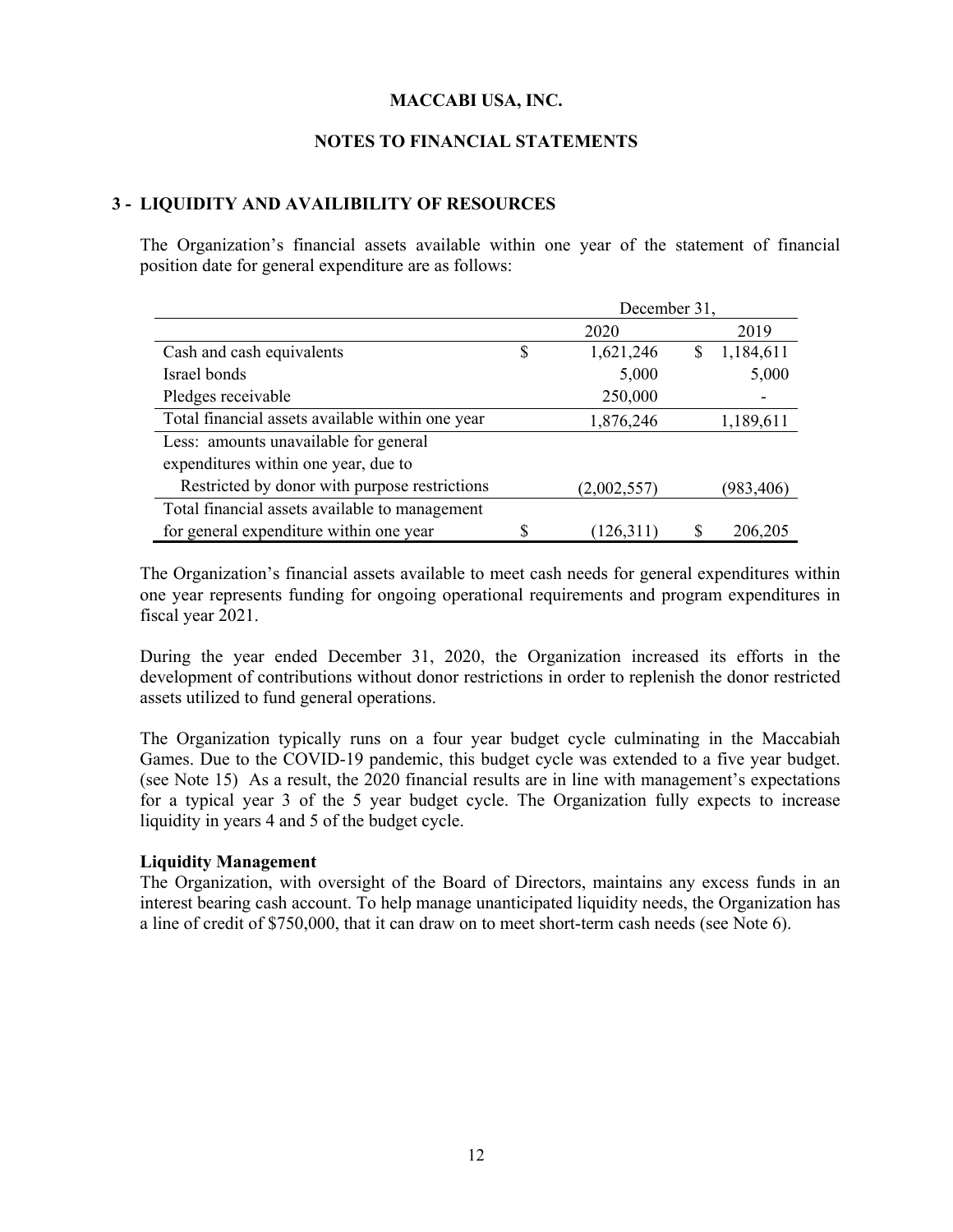**MACCABI USA, INC.**

**NOTES TO FINANCIAL STATEMENTS**

## 3 - LIQUIDITY AND AVAILIBILITY OF RESOURCES

The Organization's financial assets available within one year of the statement of financial position date for general expenditure are as follows:

| | December 31, | |
|---|---|---|
| | 2020 | 2019 |
| Cash and cash equivalents | $ 1,621,246 | $ 1,184,611 |
| Israel bonds | 5,000 | 5,000 |
| Pledges receivable | 250,000 | - |
| Total financial assets available within one year | 1,876,246 | 1,189,611 |
| Less: amounts unavailable for general expenditures within one year, due to | | |
| Restricted by donor with purpose restrictions | (2,002,557) | (983,406) |
| Total financial assets available to management for general expenditure within one year | $ (126,311) | $ 206,205 |

The Organization's financial assets available to meet cash needs for general expenditures within one year represents funding for ongoing operational requirements and program expenditures in fiscal year 2021.

During the year ended December 31, 2020, the Organization increased its efforts in the development of contributions without donor restrictions in order to replenish the donor restricted assets utilized to fund general operations.

The Organization typically runs on a four year budget cycle culminating in the Maccabiah Games. Due to the COVID-19 pandemic, this budget cycle was extended to a five year budget. (see Note 15) As a result, the 2020 financial results are in line with management's expectations for a typical year 3 of the 5 year budget cycle. The Organization fully expects to increase liquidity in years 4 and 5 of the budget cycle.

**Liquidity Management**

The Organization, with oversight of the Board of Directors, maintains any excess funds in an interest bearing cash account. To help manage unanticipated liquidity needs, the Organization has a line of credit of $750,000, that it can draw on to meet short-term cash needs (see Note 6).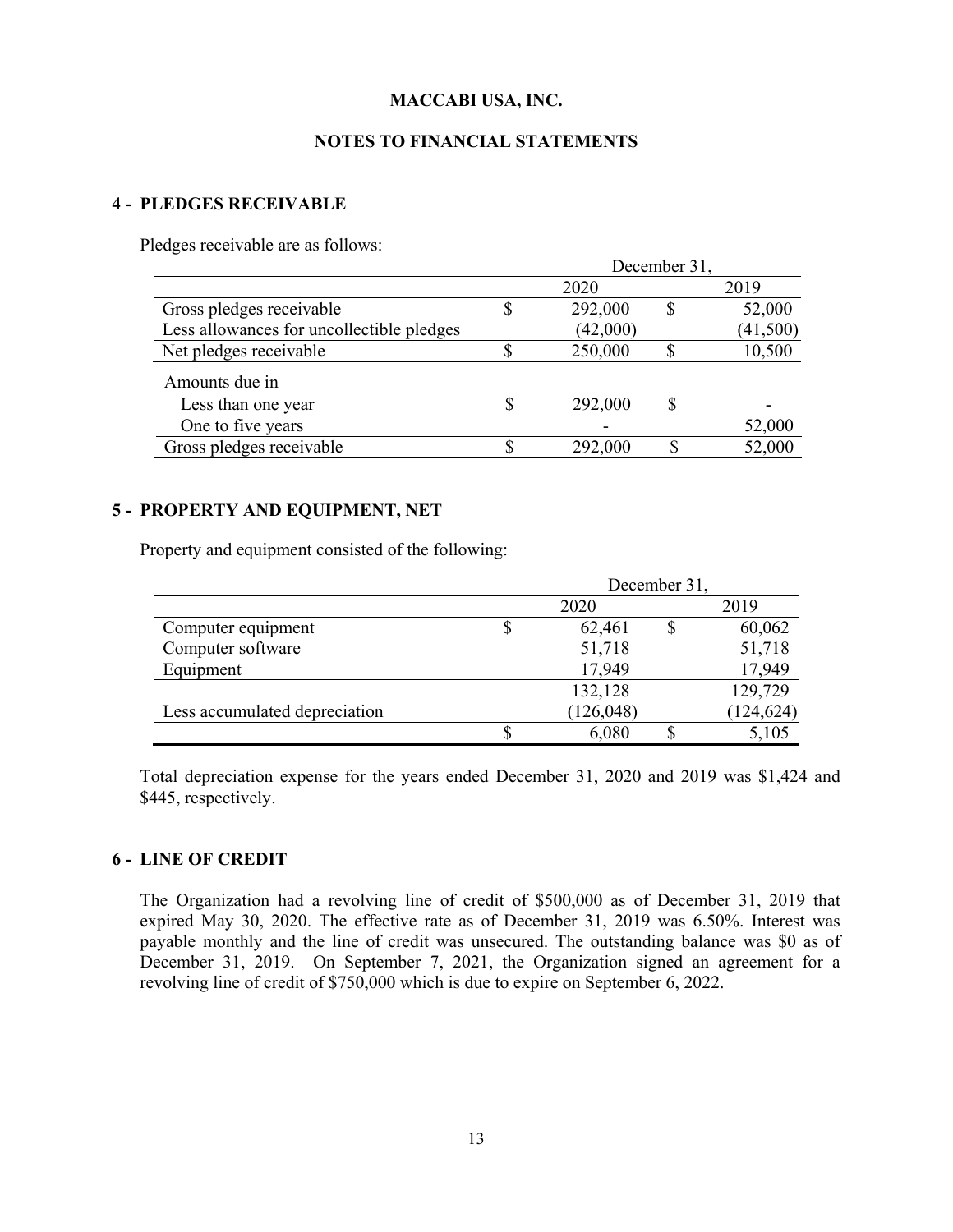**MACCABI USA, INC.**

**NOTES TO FINANCIAL STATEMENTS**

## 4 - PLEDGES RECEIVABLE

Pledges receivable are as follows:

| | December 31, 2020 | December 31, 2019 |
|---|---|---|
| Gross pledges receivable | $ 292,000 | $ 52,000 |
| Less allowances for uncollectible pledges | (42,000) | (41,500) |
| Net pledges receivable | $ 250,000 | $ 10,500 |
| Amounts due in | | |
| Less than one year | $ 292,000 | $ - |
| One to five years | - | 52,000 |
| Gross pledges receivable | $ 292,000 | $ 52,000 |

## 5 - PROPERTY AND EQUIPMENT, NET

Property and equipment consisted of the following:

| | December 31, 2020 | December 31, 2019 |
|---|---|---|
| Computer equipment | $ 62,461 | $ 60,062 |
| Computer software | 51,718 | 51,718 |
| Equipment | 17,949 | 17,949 |
| | 132,128 | 129,729 |
| Less accumulated depreciation | (126,048) | (124,624) |
| | $ 6,080 | $ 5,105 |

Total depreciation expense for the years ended December 31, 2020 and 2019 was $1,424 and $445, respectively.

## 6 - LINE OF CREDIT

The Organization had a revolving line of credit of $500,000 as of December 31, 2019 that expired May 30, 2020. The effective rate as of December 31, 2019 was 6.50%. Interest was payable monthly and the line of credit was unsecured. The outstanding balance was $0 as of December 31, 2019. On September 7, 2021, the Organization signed an agreement for a revolving line of credit of $750,000 which is due to expire on September 6, 2022.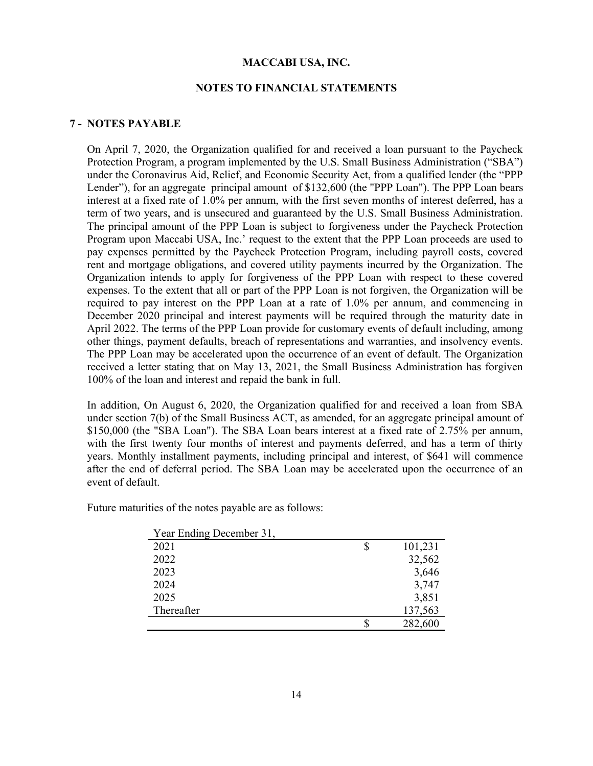**MACCABI USA, INC.**

**NOTES TO FINANCIAL STATEMENTS**

## 7 - NOTES PAYABLE

On April 7, 2020, the Organization qualified for and received a loan pursuant to the Paycheck Protection Program, a program implemented by the U.S. Small Business Administration ("SBA") under the Coronavirus Aid, Relief, and Economic Security Act, from a qualified lender (the "PPP Lender"), for an aggregate principal amount of $132,600 (the "PPP Loan"). The PPP Loan bears interest at a fixed rate of 1.0% per annum, with the first seven months of interest deferred, has a term of two years, and is unsecured and guaranteed by the U.S. Small Business Administration. The principal amount of the PPP Loan is subject to forgiveness under the Paycheck Protection Program upon Maccabi USA, Inc.' request to the extent that the PPP Loan proceeds are used to pay expenses permitted by the Paycheck Protection Program, including payroll costs, covered rent and mortgage obligations, and covered utility payments incurred by the Organization. The Organization intends to apply for forgiveness of the PPP Loan with respect to these covered expenses. To the extent that all or part of the PPP Loan is not forgiven, the Organization will be required to pay interest on the PPP Loan at a rate of 1.0% per annum, and commencing in December 2020 principal and interest payments will be required through the maturity date in April 2022. The terms of the PPP Loan provide for customary events of default including, among other things, payment defaults, breach of representations and warranties, and insolvency events. The PPP Loan may be accelerated upon the occurrence of an event of default. The Organization received a letter stating that on May 13, 2021, the Small Business Administration has forgiven 100% of the loan and interest and repaid the bank in full.

In addition, On August 6, 2020, the Organization qualified for and received a loan from SBA under section 7(b) of the Small Business ACT, as amended, for an aggregate principal amount of $150,000 (the "SBA Loan"). The SBA Loan bears interest at a fixed rate of 2.75% per annum, with the first twenty four months of interest and payments deferred, and has a term of thirty years. Monthly installment payments, including principal and interest, of $641 will commence after the end of deferral period. The SBA Loan may be accelerated upon the occurrence of an event of default.

Future maturities of the notes payable are as follows:

| Year Ending December 31, | |
|---|---|
| 2021 | $ 101,231 |
| 2022 | 32,562 |
| 2023 | 3,646 |
| 2024 | 3,747 |
| 2025 | 3,851 |
| Thereafter | 137,563 |
| | $ 282,600 |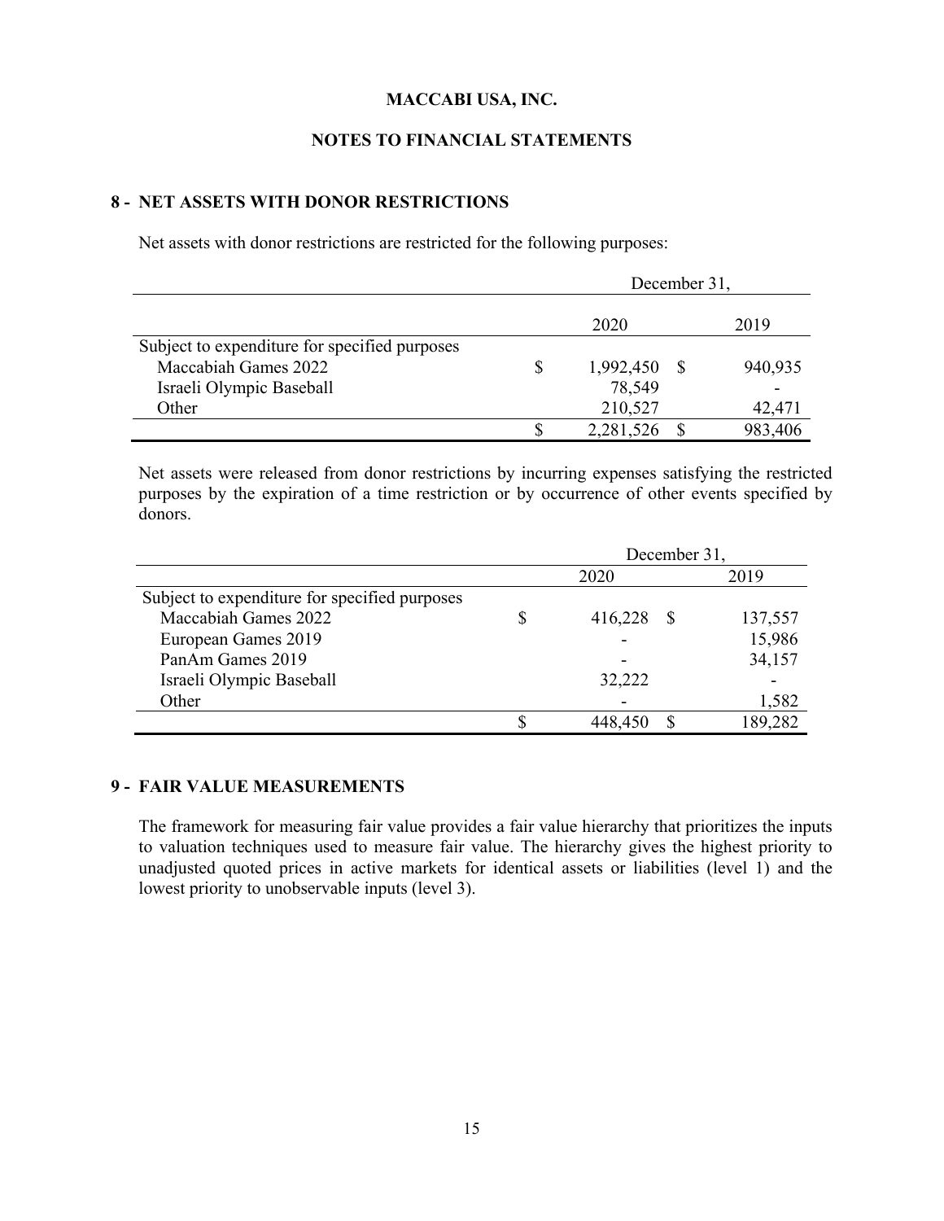MACCABI USA, INC.

NOTES TO FINANCIAL STATEMENTS

## 8 - NET ASSETS WITH DONOR RESTRICTIONS

Net assets with donor restrictions are restricted for the following purposes:

| | December 31, | |
|---|---|---|
| | 2020 | 2019 |
| Subject to expenditure for specified purposes | | |
| Maccabiah Games 2022 | $ 1,992,450 | $ 940,935 |
| Israeli Olympic Baseball | 78,549 | - |
| Other | 210,527 | 42,471 |
| | $ 2,281,526 | $ 983,406 |

Net assets were released from donor restrictions by incurring expenses satisfying the restricted purposes by the expiration of a time restriction or by occurrence of other events specified by donors.

| | December 31, | |
|---|---|---|
| | 2020 | 2019 |
| Subject to expenditure for specified purposes | | |
| Maccabiah Games 2022 | $ 416,228 | $ 137,557 |
| European Games 2019 | - | 15,986 |
| PanAm Games 2019 | - | 34,157 |
| Israeli Olympic Baseball | 32,222 | - |
| Other | - | 1,582 |
| | $ 448,450 | $ 189,282 |

## 9 - FAIR VALUE MEASUREMENTS

The framework for measuring fair value provides a fair value hierarchy that prioritizes the inputs to valuation techniques used to measure fair value. The hierarchy gives the highest priority to unadjusted quoted prices in active markets for identical assets or liabilities (level 1) and the lowest priority to unobservable inputs (level 3).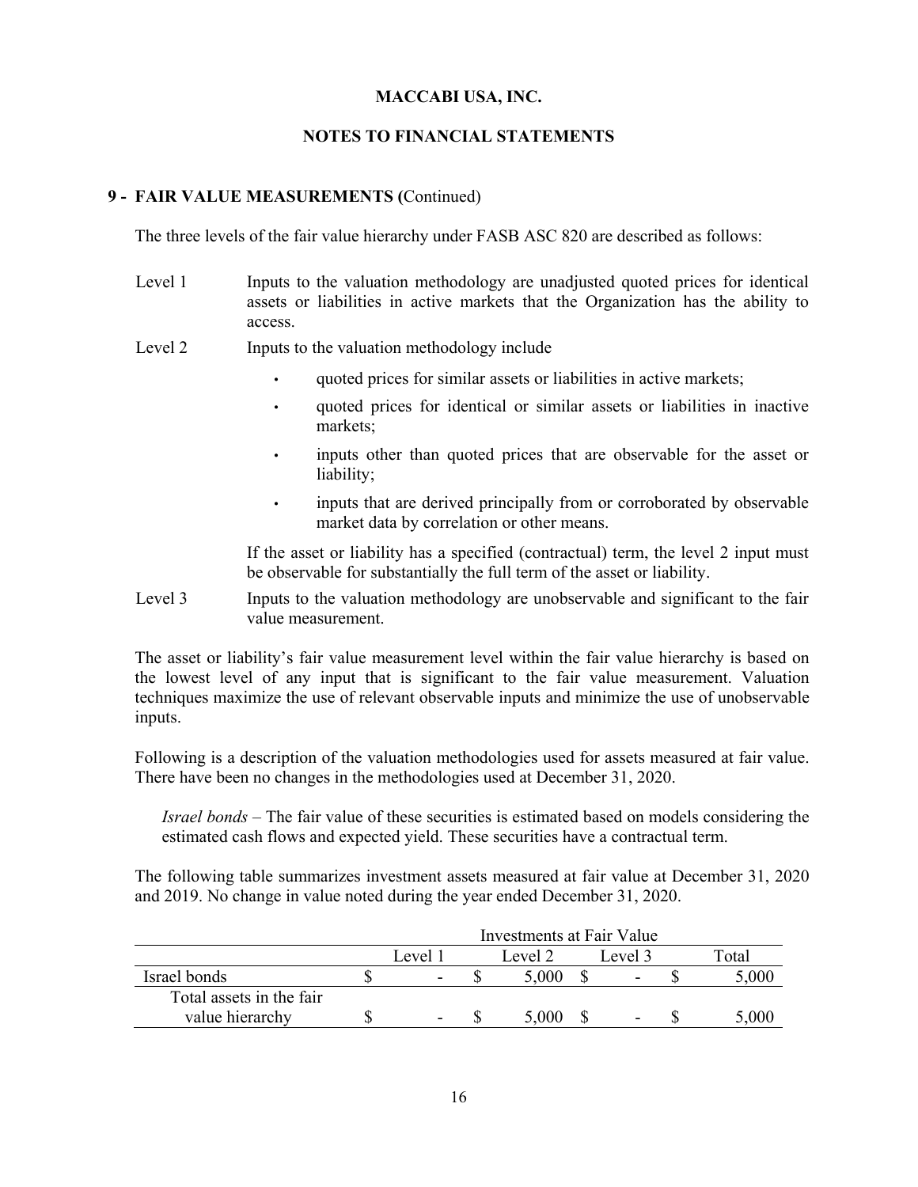**MACCABI USA, INC.**

**NOTES TO FINANCIAL STATEMENTS**

## 9 - FAIR VALUE MEASUREMENTS (Continued)

The three levels of the fair value hierarchy under FASB ASC 820 are described as follows:

Level 1 — Inputs to the valuation methodology are unadjusted quoted prices for identical assets or liabilities in active markets that the Organization has the ability to access.

Level 2 — Inputs to the valuation methodology include

- quoted prices for similar assets or liabilities in active markets;
- quoted prices for identical or similar assets or liabilities in inactive markets;
- inputs other than quoted prices that are observable for the asset or liability;
- inputs that are derived principally from or corroborated by observable market data by correlation or other means.

If the asset or liability has a specified (contractual) term, the level 2 input must be observable for substantially the full term of the asset or liability.

Level 3 — Inputs to the valuation methodology are unobservable and significant to the fair value measurement.

The asset or liability's fair value measurement level within the fair value hierarchy is based on the lowest level of any input that is significant to the fair value measurement. Valuation techniques maximize the use of relevant observable inputs and minimize the use of unobservable inputs.

Following is a description of the valuation methodologies used for assets measured at fair value. There have been no changes in the methodologies used at December 31, 2020.

*Israel bonds* – The fair value of these securities is estimated based on models considering the estimated cash flows and expected yield. These securities have a contractual term.

The following table summarizes investment assets measured at fair value at December 31, 2020 and 2019. No change in value noted during the year ended December 31, 2020.

| | Investments at Fair Value | | | |
|---|---|---|---|---|
| | Level 1 | Level 2 | Level 3 | Total |
| Israel bonds | $ - | $ 5,000 | $ - | $ 5,000 |
| Total assets in the fair value hierarchy | $ - | $ 5,000 | $ - | $ 5,000 |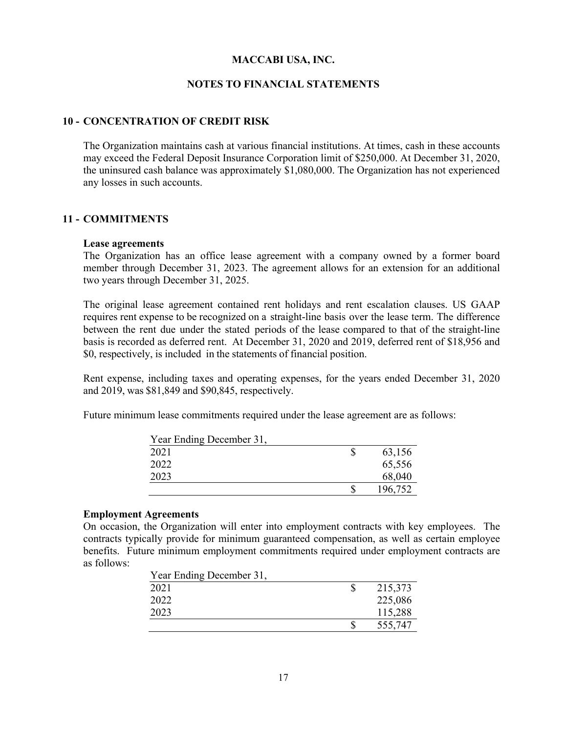# MACCABI USA, INC.

## NOTES TO FINANCIAL STATEMENTS

### 10 - CONCENTRATION OF CREDIT RISK

The Organization maintains cash at various financial institutions. At times, cash in these accounts may exceed the Federal Deposit Insurance Corporation limit of $250,000. At December 31, 2020, the uninsured cash balance was approximately $1,080,000. The Organization has not experienced any losses in such accounts.

### 11 - COMMITMENTS

**Lease agreements**

The Organization has an office lease agreement with a company owned by a former board member through December 31, 2023. The agreement allows for an extension for an additional two years through December 31, 2025.

The original lease agreement contained rent holidays and rent escalation clauses. US GAAP requires rent expense to be recognized on a straight-line basis over the lease term. The difference between the rent due under the stated periods of the lease compared to that of the straight-line basis is recorded as deferred rent. At December 31, 2020 and 2019, deferred rent of $18,956 and $0, respectively, is included in the statements of financial position.

Rent expense, including taxes and operating expenses, for the years ended December 31, 2020 and 2019, was $81,849 and $90,845, respectively.

Future minimum lease commitments required under the lease agreement are as follows:

| Year Ending December 31, | |
|---|---|
| 2021 | $ 63,156 |
| 2022 | 65,556 |
| 2023 | 68,040 |
| | $ 196,752 |

**Employment Agreements**

On occasion, the Organization will enter into employment contracts with key employees. The contracts typically provide for minimum guaranteed compensation, as well as certain employee benefits. Future minimum employment commitments required under employment contracts are as follows:

| Year Ending December 31, | |
|---|---|
| 2021 | $ 215,373 |
| 2022 | 225,086 |
| 2023 | 115,288 |
| | $ 555,747 |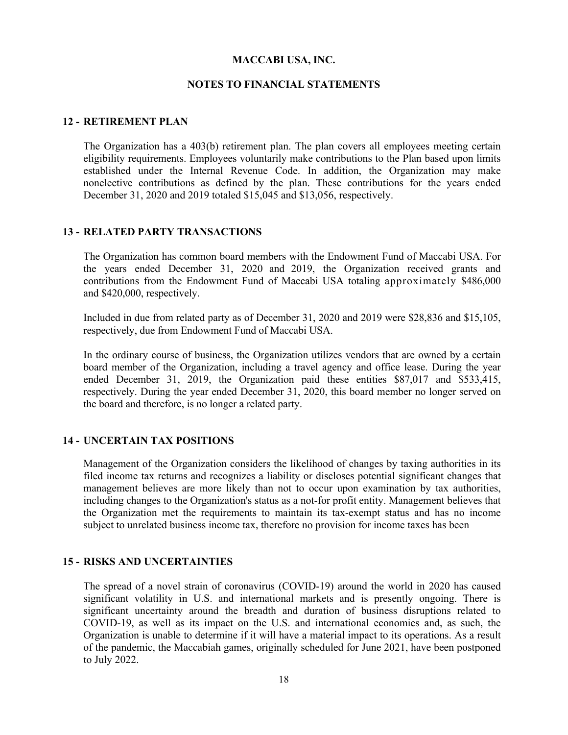# MACCABI USA, INC.

## NOTES TO FINANCIAL STATEMENTS

### 12 - RETIREMENT PLAN

The Organization has a 403(b) retirement plan. The plan covers all employees meeting certain eligibility requirements. Employees voluntarily make contributions to the Plan based upon limits established under the Internal Revenue Code. In addition, the Organization may make nonelective contributions as defined by the plan. These contributions for the years ended December 31, 2020 and 2019 totaled $15,045 and $13,056, respectively.

### 13 - RELATED PARTY TRANSACTIONS

The Organization has common board members with the Endowment Fund of Maccabi USA. For the years ended December 31, 2020 and 2019, the Organization received grants and contributions from the Endowment Fund of Maccabi USA totaling approximately $486,000 and $420,000, respectively.

Included in due from related party as of December 31, 2020 and 2019 were $28,836 and $15,105, respectively, due from Endowment Fund of Maccabi USA.

In the ordinary course of business, the Organization utilizes vendors that are owned by a certain board member of the Organization, including a travel agency and office lease. During the year ended December 31, 2019, the Organization paid these entities $87,017 and $533,415, respectively. During the year ended December 31, 2020, this board member no longer served on the board and therefore, is no longer a related party.

### 14 - UNCERTAIN TAX POSITIONS

Management of the Organization considers the likelihood of changes by taxing authorities in its filed income tax returns and recognizes a liability or discloses potential significant changes that management believes are more likely than not to occur upon examination by tax authorities, including changes to the Organization's status as a not-for profit entity. Management believes that the Organization met the requirements to maintain its tax-exempt status and has no income subject to unrelated business income tax, therefore no provision for income taxes has been

### 15 - RISKS AND UNCERTAINTIES

The spread of a novel strain of coronavirus (COVID-19) around the world in 2020 has caused significant volatility in U.S. and international markets and is presently ongoing. There is significant uncertainty around the breadth and duration of business disruptions related to COVID-19, as well as its impact on the U.S. and international economies and, as such, the Organization is unable to determine if it will have a material impact to its operations. As a result of the pandemic, the Maccabiah games, originally scheduled for June 2021, have been postponed to July 2022.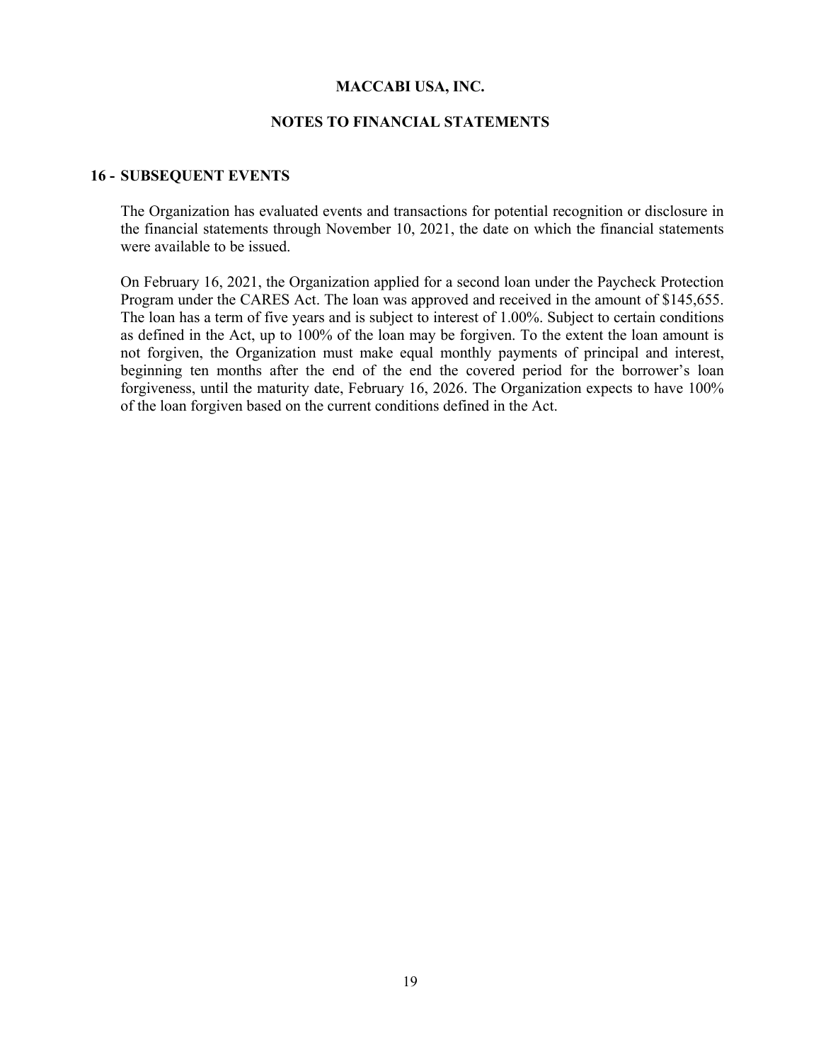**MACCABI USA, INC.**

**NOTES TO FINANCIAL STATEMENTS**

## 16 - SUBSEQUENT EVENTS

The Organization has evaluated events and transactions for potential recognition or disclosure in the financial statements through November 10, 2021, the date on which the financial statements were available to be issued.

On February 16, 2021, the Organization applied for a second loan under the Paycheck Protection Program under the CARES Act. The loan was approved and received in the amount of $145,655. The loan has a term of five years and is subject to interest of 1.00%. Subject to certain conditions as defined in the Act, up to 100% of the loan may be forgiven. To the extent the loan amount is not forgiven, the Organization must make equal monthly payments of principal and interest, beginning ten months after the end of the end the covered period for the borrower's loan forgiveness, until the maturity date, February 16, 2026. The Organization expects to have 100% of the loan forgiven based on the current conditions defined in the Act.